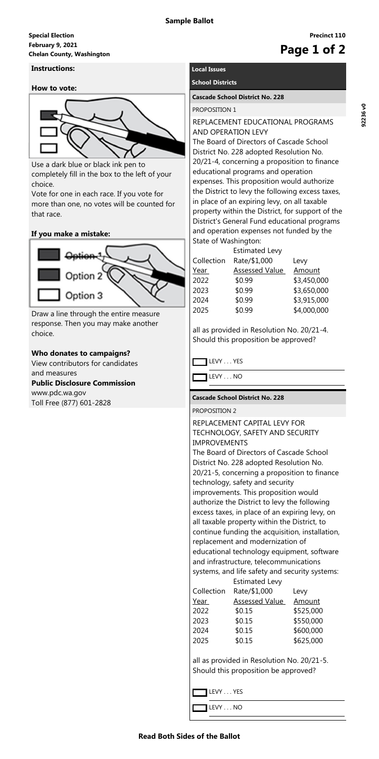**Sample Ballot**

**Special Election**
**February 9, 2021**
**Chelan County, Washington**

**Precinct 110**

92236 v0

## Instructions:

### How to vote:

Use a dark blue or black ink pen to completely fill in the box to the left of your choice.

Vote for one in each race. If you vote for more than one, no votes will be counted for that race.

### If you make a mistake:

Draw a line through the entire measure response. Then you may make another choice.

### Who donates to campaigns?

View contributors for candidates and measures

**Public Disclosure Commission**
www.pdc.wa.gov
Toll Free (877) 601-2828

## Local Issues

### School Districts

#### Cascade School District No. 228

PROPOSITION 1

REPLACEMENT EDUCATIONAL PROGRAMS AND OPERATION LEVY

The Board of Directors of Cascade School District No. 228 adopted Resolution No. 20/21-4, concerning a proposition to finance educational programs and operation expenses. This proposition would authorize the District to levy the following excess taxes, in place of an expiring levy, on all taxable property within the District, for support of the District's General Fund educational programs and operation expenses not funded by the State of Washington:

| Collection Year | Estimated Levy Rate/$1,000 Assessed Value | Levy Amount |
|---|---|---|
| 2022 | $0.99 | $3,450,000 |
| 2023 | $0.99 | $3,650,000 |
| 2024 | $0.99 | $3,915,000 |
| 2025 | $0.99 | $4,000,000 |

all as provided in Resolution No. 20/21-4. Should this proposition be approved?

- [ ] LEVY . . . YES
- [ ] LEVY . . . NO

#### Cascade School District No. 228

PROPOSITION 2

REPLACEMENT CAPITAL LEVY FOR TECHNOLOGY, SAFETY AND SECURITY IMPROVEMENTS

The Board of Directors of Cascade School District No. 228 adopted Resolution No. 20/21-5, concerning a proposition to finance technology, safety and security improvements. This proposition would authorize the District to levy the following excess taxes, in place of an expiring levy, on all taxable property within the District, to continue funding the acquisition, installation, replacement and modernization of educational technology equipment, software and infrastructure, telecommunications systems, and life safety and security systems:

| Collection Year | Estimated Levy Rate/$1,000 Assessed Value | Levy Amount |
|---|---|---|
| 2022 | $0.15 | $525,000 |
| 2023 | $0.15 | $550,000 |
| 2024 | $0.15 | $600,000 |
| 2025 | $0.15 | $625,000 |

all as provided in Resolution No. 20/21-5. Should this proposition be approved?

- [ ] LEVY . . . YES
- [ ] LEVY . . . NO

**Read Both Sides of the Ballot**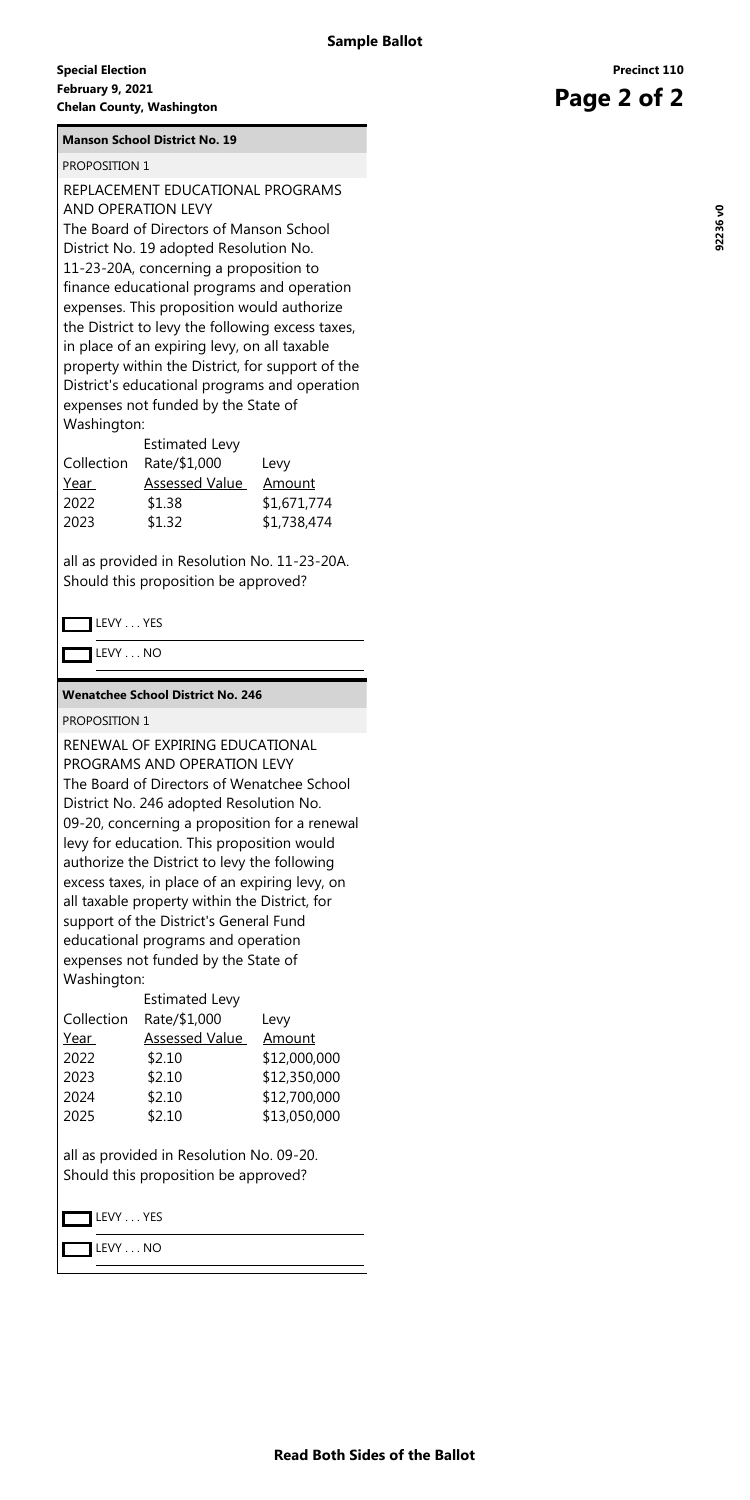**Sample Ballot**

**Special Election**
**February 9, 2021**
**Chelan County, Washington**

**Precinct 110**

### Manson School District No. 19

PROPOSITION 1

REPLACEMENT EDUCATIONAL PROGRAMS AND OPERATION LEVY

The Board of Directors of Manson School District No. 19 adopted Resolution No. 11-23-20A, concerning a proposition to finance educational programs and operation expenses. This proposition would authorize the District to levy the following excess taxes, in place of an expiring levy, on all taxable property within the District, for support of the District's educational programs and operation expenses not funded by the State of Washington:

| Collection Year | Estimated Levy Rate/$1,000 Assessed Value | Levy Amount |
|---|---|---|
| 2022 | $1.38 | $1,671,774 |
| 2023 | $1.32 | $1,738,474 |

all as provided in Resolution No. 11-23-20A. Should this proposition be approved?

- [ ] LEVY . . . YES
- [ ] LEVY . . . NO

### Wenatchee School District No. 246

PROPOSITION 1

RENEWAL OF EXPIRING EDUCATIONAL PROGRAMS AND OPERATION LEVY

The Board of Directors of Wenatchee School District No. 246 adopted Resolution No. 09-20, concerning a proposition for a renewal levy for education. This proposition would authorize the District to levy the following excess taxes, in place of an expiring levy, on all taxable property within the District, for support of the District's General Fund educational programs and operation expenses not funded by the State of Washington:

| Collection Year | Estimated Levy Rate/$1,000 Assessed Value | Levy Amount |
|---|---|---|
| 2022 | $2.10 | $12,000,000 |
| 2023 | $2.10 | $12,350,000 |
| 2024 | $2.10 | $12,700,000 |
| 2025 | $2.10 | $13,050,000 |

all as provided in Resolution No. 09-20. Should this proposition be approved?

- [ ] LEVY . . . YES
- [ ] LEVY . . . NO

**Read Both Sides of the Ballot**